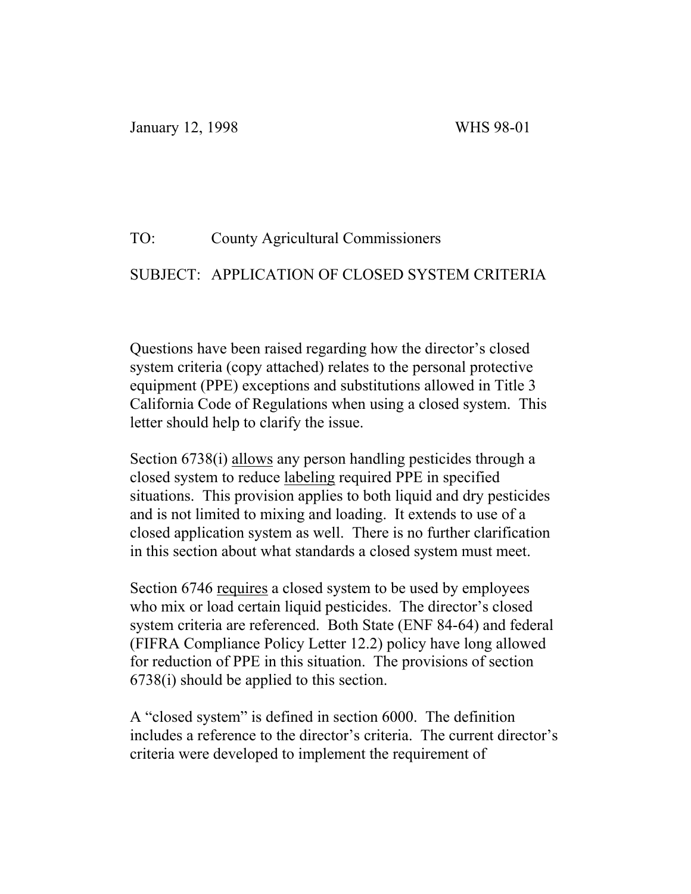January 12, 1998 WHS 98-01

TO: County Agricultural Commissioners

SUBJECT: APPLICATION OF CLOSED SYSTEM CRITERIA

Questions have been raised regarding how the director's closed system criteria (copy attached) relates to the personal protective equipment (PPE) exceptions and substitutions allowed in Title 3 California Code of Regulations when using a closed system. This letter should help to clarify the issue.

Section 6738(i) <u>allows</u> any person handling pesticides through a closed system to reduce <u>labeling</u> required PPE in specified situations. This provision applies to both liquid and dry pesticides and is not limited to mixing and loading. It extends to use of a closed application system as well. There is no further clarification in this section about what standards a closed system must meet.

Section 6746 <u>requires</u> a closed system to be used by employees who mix or load certain liquid pesticides. The director's closed system criteria are referenced. Both State (ENF 84-64) and federal (FIFRA Compliance Policy Letter 12.2) policy have long allowed for reduction of PPE in this situation. The provisions of section 6738(i) should be applied to this section.

A "closed system" is defined in section 6000. The definition includes a reference to the director's criteria. The current director's criteria were developed to implement the requirement of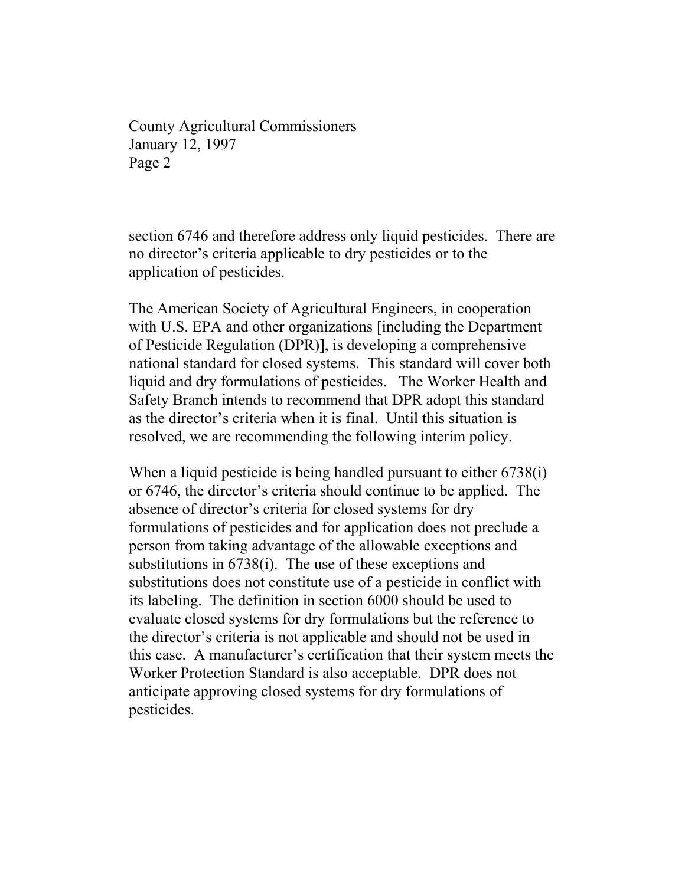section 6746 and therefore address only liquid pesticides. There are no director's criteria applicable to dry pesticides or to the application of pesticides.

The American Society of Agricultural Engineers, in cooperation with U.S. EPA and other organizations [including the Department of Pesticide Regulation (DPR)], is developing a comprehensive national standard for closed systems. This standard will cover both liquid and dry formulations of pesticides. The Worker Health and Safety Branch intends to recommend that DPR adopt this standard as the director's criteria when it is final. Until this situation is resolved, we are recommending the following interim policy.

When a <u>liquid</u> pesticide is being handled pursuant to either 6738(i) or 6746, the director's criteria should continue to be applied. The absence of director's criteria for closed systems for dry formulations of pesticides and for application does not preclude a person from taking advantage of the allowable exceptions and substitutions in 6738(i). The use of these exceptions and substitutions does <u>not</u> constitute use of a pesticide in conflict with its labeling. The definition in section 6000 should be used to evaluate closed systems for dry formulations but the reference to the director's criteria is not applicable and should not be used in this case. A manufacturer's certification that their system meets the Worker Protection Standard is also acceptable. DPR does not anticipate approving closed systems for dry formulations of pesticides.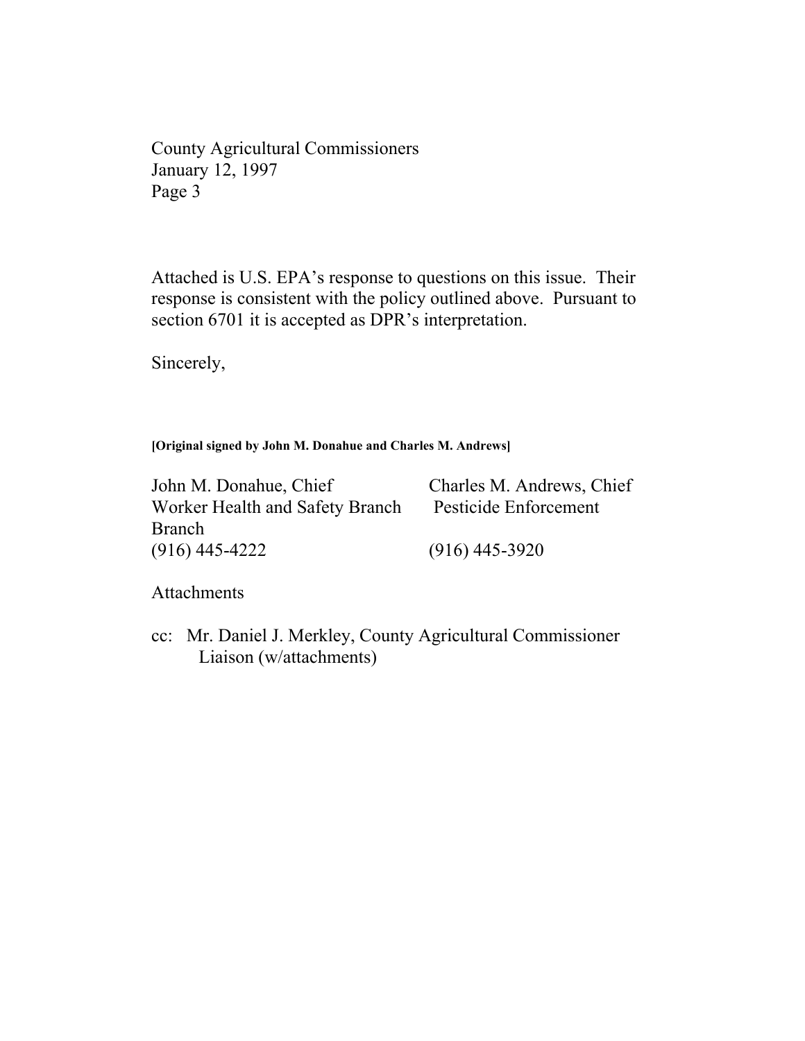County Agricultural Commissioners
January 12, 1997

Attached is U.S. EPA's response to questions on this issue. Their response is consistent with the policy outlined above. Pursuant to section 6701 it is accepted as DPR's interpretation.

Sincerely,

**[Original signed by John M. Donahue and Charles M. Andrews]**

| | |
|---|---|
| John M. Donahue, Chief | Charles M. Andrews, Chief |
| Worker Health and Safety Branch | Pesticide Enforcement Branch |
| (916) 445-4222 | (916) 445-3920 |

Attachments

cc: Mr. Daniel J. Merkley, County Agricultural Commissioner Liaison (w/attachments)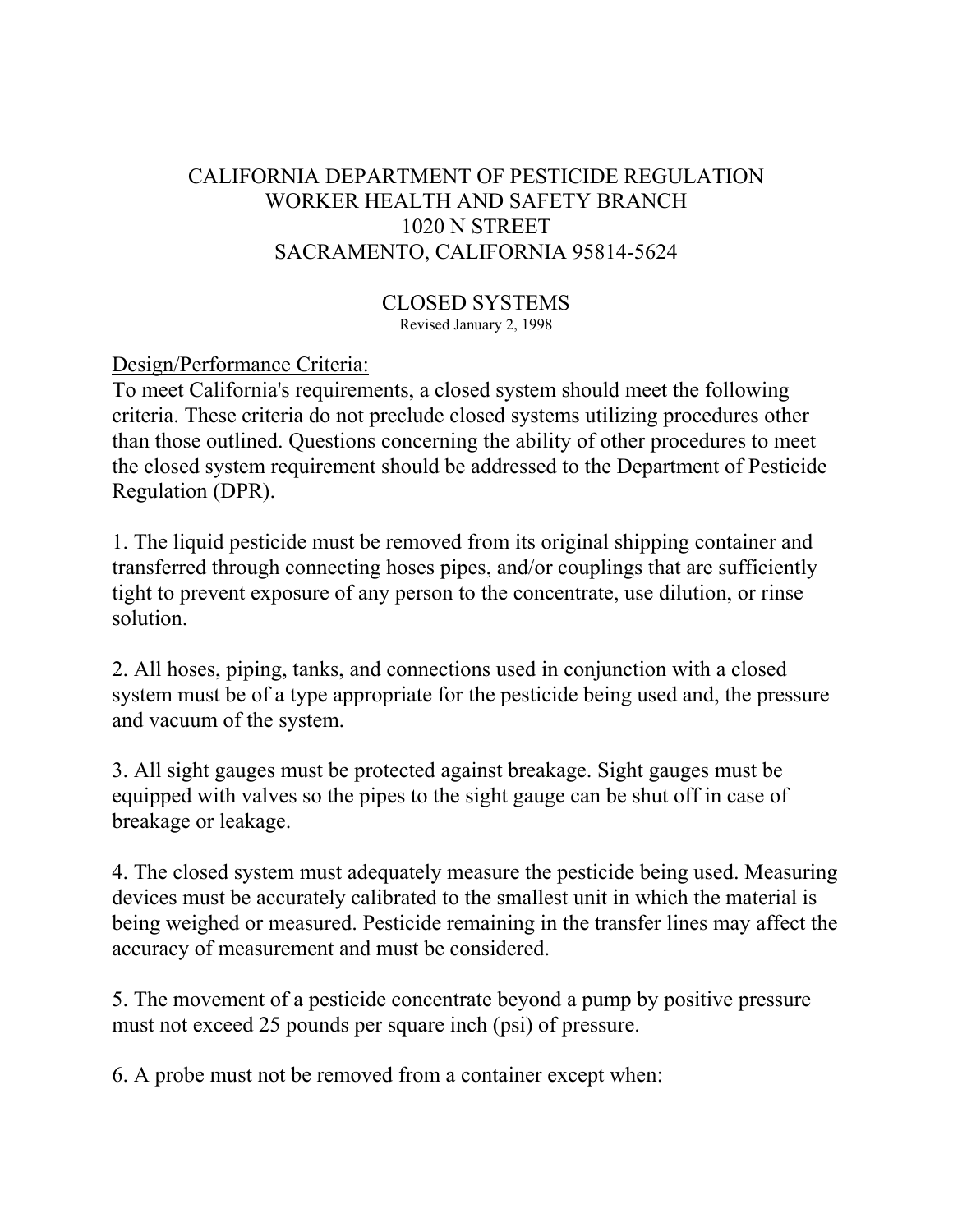CALIFORNIA DEPARTMENT OF PESTICIDE REGULATION
WORKER HEALTH AND SAFETY BRANCH
1020 N STREET
SACRAMENTO, CALIFORNIA 95814-5624

# CLOSED SYSTEMS

Revised January 2, 1998

## Design/Performance Criteria:

To meet California's requirements, a closed system should meet the following criteria. These criteria do not preclude closed systems utilizing procedures other than those outlined. Questions concerning the ability of other procedures to meet the closed system requirement should be addressed to the Department of Pesticide Regulation (DPR).

1. The liquid pesticide must be removed from its original shipping container and transferred through connecting hoses pipes, and/or couplings that are sufficiently tight to prevent exposure of any person to the concentrate, use dilution, or rinse solution.

2. All hoses, piping, tanks, and connections used in conjunction with a closed system must be of a type appropriate for the pesticide being used and, the pressure and vacuum of the system.

3. All sight gauges must be protected against breakage. Sight gauges must be equipped with valves so the pipes to the sight gauge can be shut off in case of breakage or leakage.

4. The closed system must adequately measure the pesticide being used. Measuring devices must be accurately calibrated to the smallest unit in which the material is being weighed or measured. Pesticide remaining in the transfer lines may affect the accuracy of measurement and must be considered.

5. The movement of a pesticide concentrate beyond a pump by positive pressure must not exceed 25 pounds per square inch (psi) of pressure.

6. A probe must not be removed from a container except when: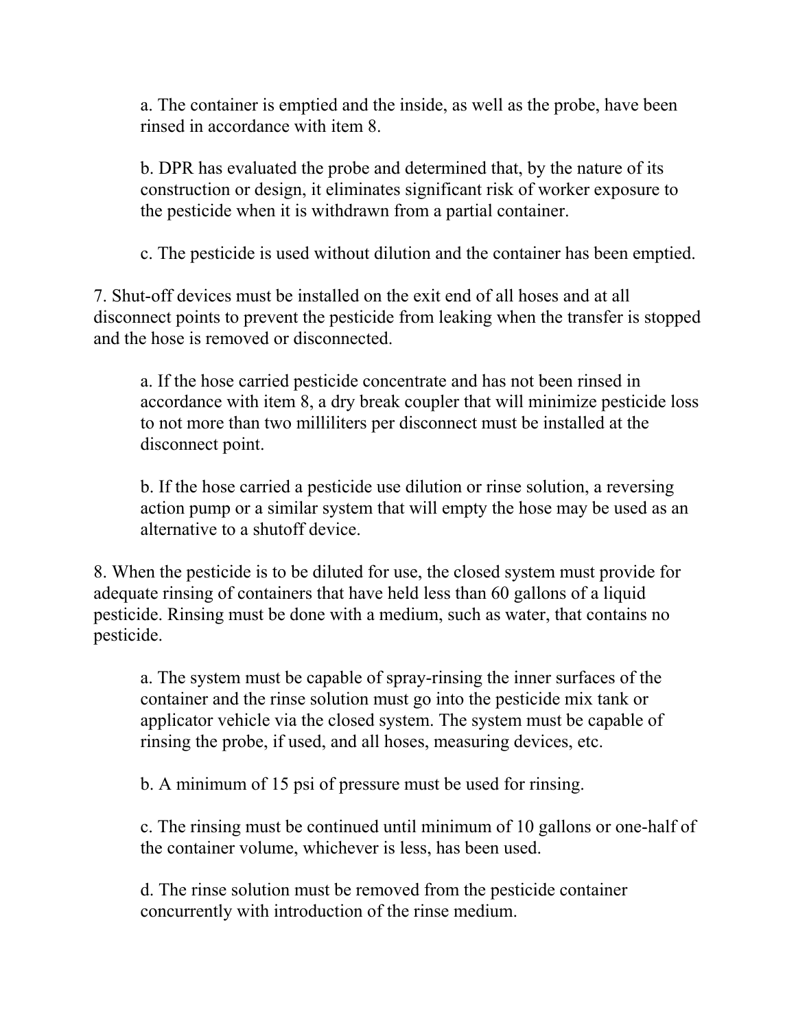a. The container is emptied and the inside, as well as the probe, have been rinsed in accordance with item 8.

b. DPR has evaluated the probe and determined that, by the nature of its construction or design, it eliminates significant risk of worker exposure to the pesticide when it is withdrawn from a partial container.

c. The pesticide is used without dilution and the container has been emptied.

7. Shut-off devices must be installed on the exit end of all hoses and at all disconnect points to prevent the pesticide from leaking when the transfer is stopped and the hose is removed or disconnected.

a. If the hose carried pesticide concentrate and has not been rinsed in accordance with item 8, a dry break coupler that will minimize pesticide loss to not more than two milliliters per disconnect must be installed at the disconnect point.

b. If the hose carried a pesticide use dilution or rinse solution, a reversing action pump or a similar system that will empty the hose may be used as an alternative to a shutoff device.

8. When the pesticide is to be diluted for use, the closed system must provide for adequate rinsing of containers that have held less than 60 gallons of a liquid pesticide. Rinsing must be done with a medium, such as water, that contains no pesticide.

a. The system must be capable of spray-rinsing the inner surfaces of the container and the rinse solution must go into the pesticide mix tank or applicator vehicle via the closed system. The system must be capable of rinsing the probe, if used, and all hoses, measuring devices, etc.

b. A minimum of 15 psi of pressure must be used for rinsing.

c. The rinsing must be continued until minimum of 10 gallons or one-half of the container volume, whichever is less, has been used.

d. The rinse solution must be removed from the pesticide container concurrently with introduction of the rinse medium.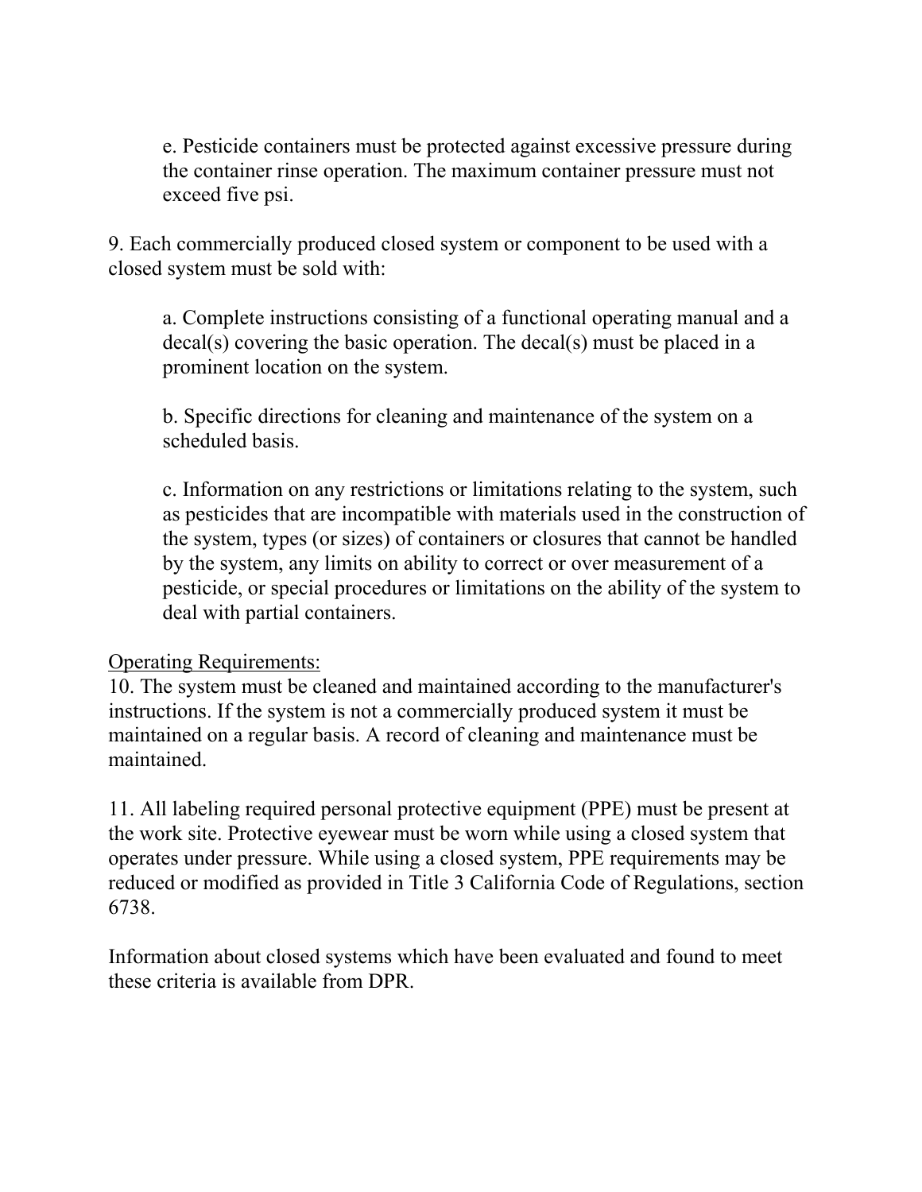e. Pesticide containers must be protected against excessive pressure during the container rinse operation. The maximum container pressure must not exceed five psi.

9. Each commercially produced closed system or component to be used with a closed system must be sold with:

a. Complete instructions consisting of a functional operating manual and a decal(s) covering the basic operation. The decal(s) must be placed in a prominent location on the system.

b. Specific directions for cleaning and maintenance of the system on a scheduled basis.

c. Information on any restrictions or limitations relating to the system, such as pesticides that are incompatible with materials used in the construction of the system, types (or sizes) of containers or closures that cannot be handled by the system, any limits on ability to correct or over measurement of a pesticide, or special procedures or limitations on the ability of the system to deal with partial containers.

<u>Operating Requirements:</u>

10. The system must be cleaned and maintained according to the manufacturer's instructions. If the system is not a commercially produced system it must be maintained on a regular basis. A record of cleaning and maintenance must be maintained.

11. All labeling required personal protective equipment (PPE) must be present at the work site. Protective eyewear must be worn while using a closed system that operates under pressure. While using a closed system, PPE requirements may be reduced or modified as provided in Title 3 California Code of Regulations, section 6738.

Information about closed systems which have been evaluated and found to meet these criteria is available from DPR.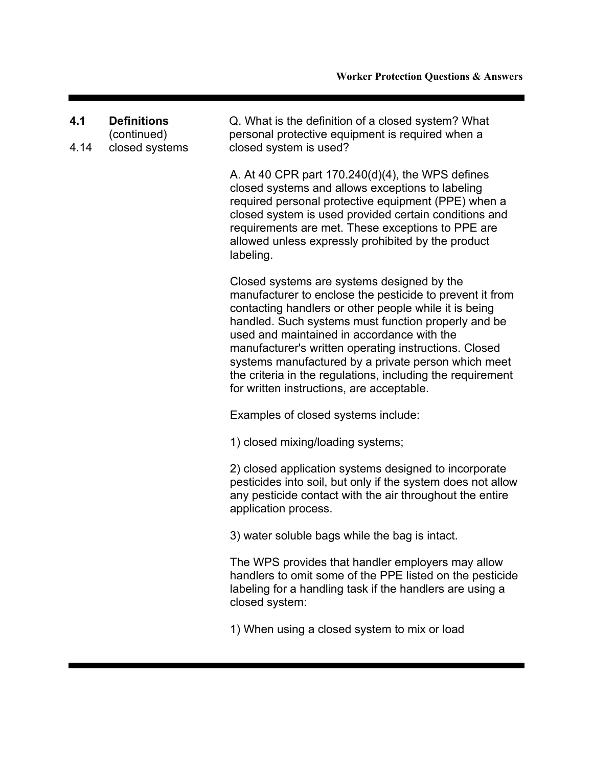**4.1 Definitions** (continued)

4.14 closed systems

Q. What is the definition of a closed system? What personal protective equipment is required when a closed system is used?

A. At 40 CPR part 170.240(d)(4), the WPS defines closed systems and allows exceptions to labeling required personal protective equipment (PPE) when a closed system is used provided certain conditions and requirements are met. These exceptions to PPE are allowed unless expressly prohibited by the product labeling.

Closed systems are systems designed by the manufacturer to enclose the pesticide to prevent it from contacting handlers or other people while it is being handled. Such systems must function properly and be used and maintained in accordance with the manufacturer's written operating instructions. Closed systems manufactured by a private person which meet the criteria in the regulations, including the requirement for written instructions, are acceptable.

Examples of closed systems include:

1) closed mixing/loading systems;

2) closed application systems designed to incorporate pesticides into soil, but only if the system does not allow any pesticide contact with the air throughout the entire application process.

3) water soluble bags while the bag is intact.

The WPS provides that handler employers may allow handlers to omit some of the PPE listed on the pesticide labeling for a handling task if the handlers are using a closed system:

1) When using a closed system to mix or load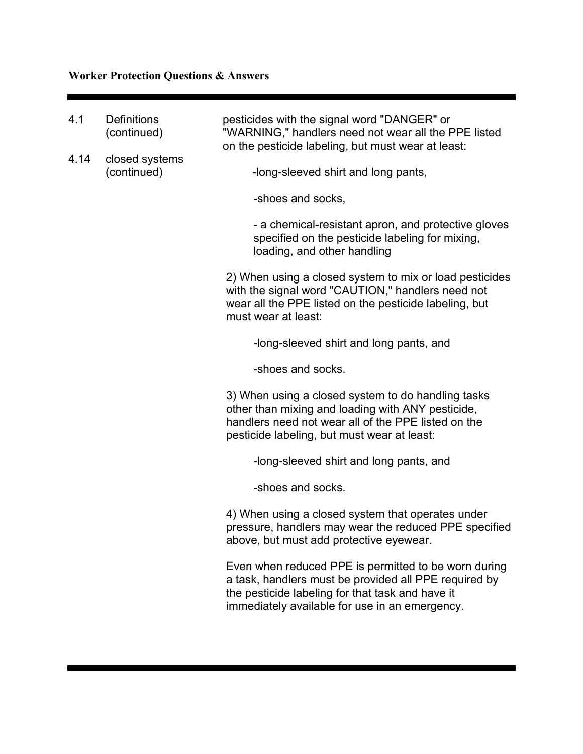4.1 Definitions (continued)

4.14 closed systems (continued)

pesticides with the signal word "DANGER" or "WARNING," handlers need not wear all the PPE listed on the pesticide labeling, but must wear at least:

- long-sleeved shirt and long pants,
- shoes and socks,
- a chemical-resistant apron, and protective gloves specified on the pesticide labeling for mixing, loading, and other handling

2) When using a closed system to mix or load pesticides with the signal word "CAUTION," handlers need not wear all the PPE listed on the pesticide labeling, but must wear at least:

- long-sleeved shirt and long pants, and
- shoes and socks.

3) When using a closed system to do handling tasks other than mixing and loading with ANY pesticide, handlers need not wear all of the PPE listed on the pesticide labeling, but must wear at least:

- long-sleeved shirt and long pants, and
- shoes and socks.

4) When using a closed system that operates under pressure, handlers may wear the reduced PPE specified above, but must add protective eyewear.

Even when reduced PPE is permitted to be worn during a task, handlers must be provided all PPE required by the pesticide labeling for that task and have it immediately available for use in an emergency.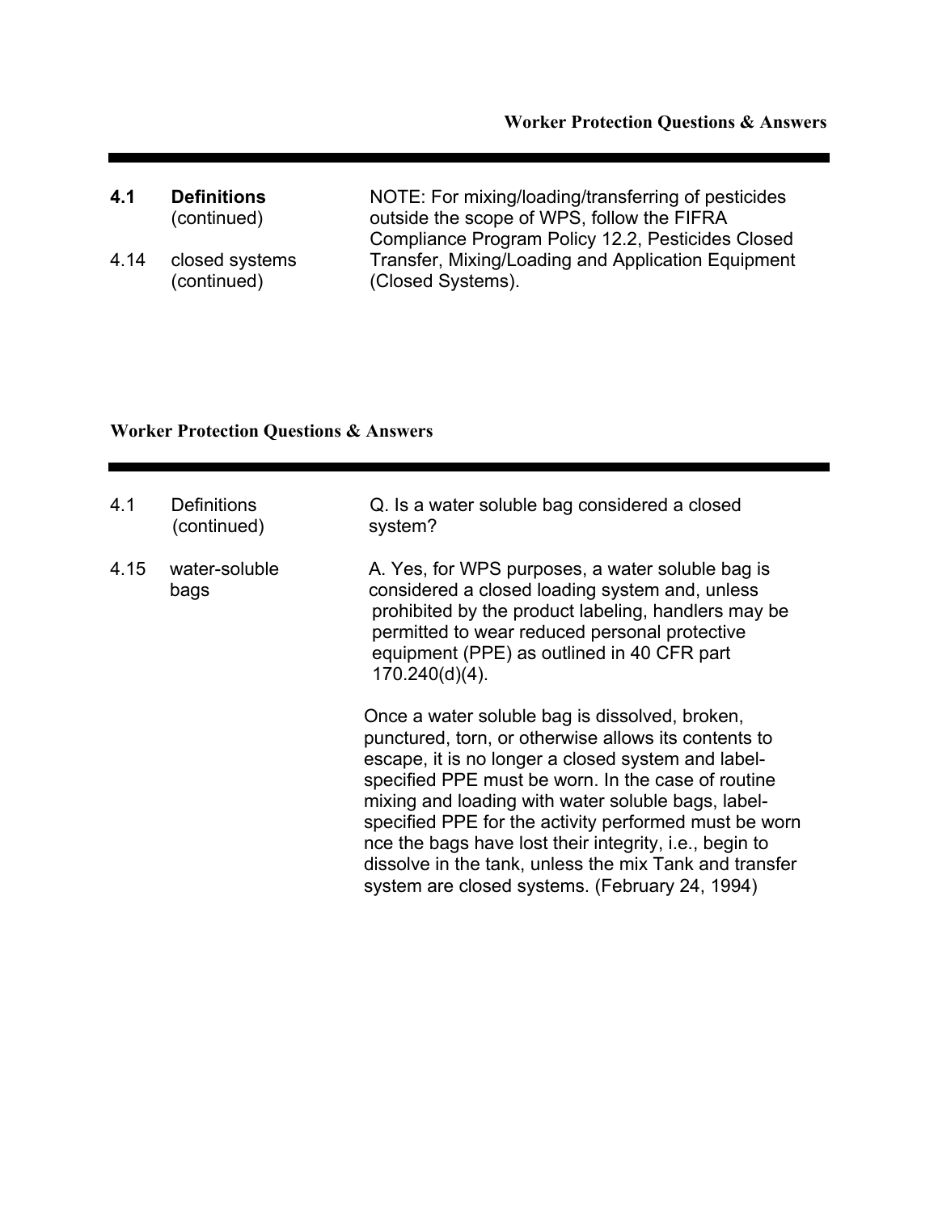| | | |
|---|---|---|
| **4.1** | **Definitions** (continued) | NOTE: For mixing/loading/transferring of pesticides outside the scope of WPS, follow the FIFRA Compliance Program Policy 12.2, Pesticides Closed Transfer, Mixing/Loading and Application Equipment (Closed Systems). |
| 4.14 | closed systems (continued) | |

**Worker Protection Questions & Answers**

| | | |
|---|---|---|
| 4.1 | Definitions (continued) | Q. Is a water soluble bag considered a closed system? |
| 4.15 | water-soluble bags | A. Yes, for WPS purposes, a water soluble bag is considered a closed loading system and, unless prohibited by the product labeling, handlers may be permitted to wear reduced personal protective equipment (PPE) as outlined in 40 CFR part 170.240(d)(4).<br><br>Once a water soluble bag is dissolved, broken, punctured, torn, or otherwise allows its contents to escape, it is no longer a closed system and label-specified PPE must be worn. In the case of routine mixing and loading with water soluble bags, label-specified PPE for the activity performed must be worn nce the bags have lost their integrity, i.e., begin to dissolve in the tank, unless the mix Tank and transfer system are closed systems. (February 24, 1994) |